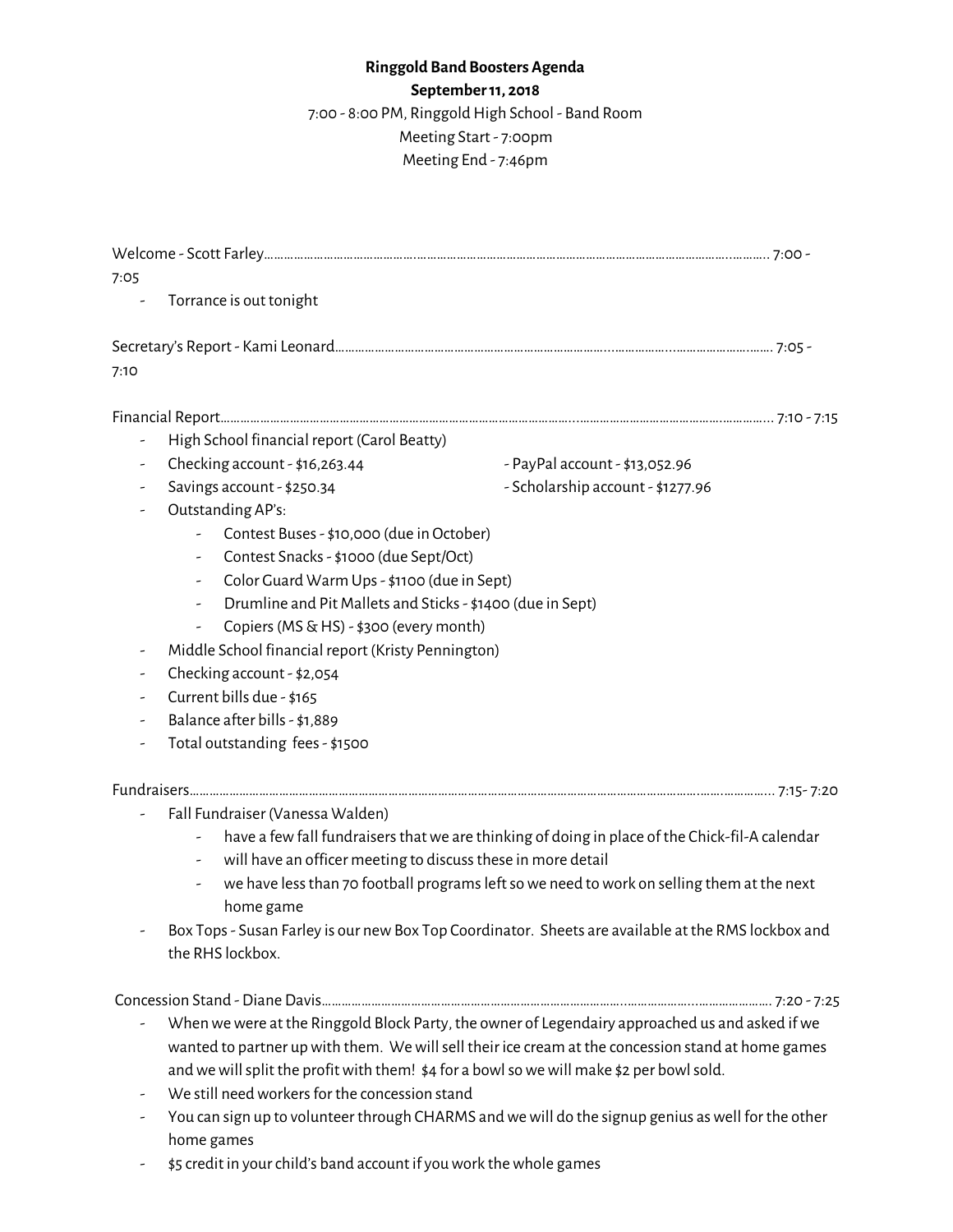**Ringgold Band Boosters Agenda**

**September 11, 2018**

7:00 - 8:00 PM, Ringgold High School - Band Room

Meeting Start - 7:00pm

Meeting End - 7:46pm

Welcome - Scott Farley........................................................................................................................................ 7:00 - 7:05

- Torrance is out tonight

Secretary's Report - Kami Leonard...................................................................................................................... 7:05 - 7:10

Financial Report.................................................................................................................................................. 7:10 - 7:15

- High School financial report (Carol Beatty)
- Checking account - $16,263.44
- Savings account - $250.34
- PayPal account - $13,052.96
- Scholarship account - $1277.96
- Outstanding AP's:
  - Contest Buses - $10,000 (due in October)
  - Contest Snacks - $1000 (due Sept/Oct)
  - Color Guard Warm Ups - $1100 (due in Sept)
  - Drumline and Pit Mallets and Sticks - $1400 (due in Sept)
  - Copiers (MS & HS) - $300 (every month)
- Middle School financial report (Kristy Pennington)
- Checking account - $2,054
- Current bills due - $165
- Balance after bills - $1,889
- Total outstanding fees - $1500

Fundraisers......................................................................................................................................................... 7:15- 7:20

- Fall Fundraiser (Vanessa Walden)
  - have a few fall fundraisers that we are thinking of doing in place of the Chick-fil-A calendar
  - will have an officer meeting to discuss these in more detail
  - we have less than 70 football programs left so we need to work on selling them at the next home game
- Box Tops - Susan Farley is our new Box Top Coordinator. Sheets are available at the RMS lockbox and the RHS lockbox.

Concession Stand - Diane Davis.......................................................................................................................... 7:20 - 7:25

- When we were at the Ringgold Block Party, the owner of Legendairy approached us and asked if we wanted to partner up with them. We will sell their ice cream at the concession stand at home games and we will split the profit with them! $4 for a bowl so we will make $2 per bowl sold.
- We still need workers for the concession stand
- You can sign up to volunteer through CHARMS and we will do the signup genius as well for the other home games
- $5 credit in your child's band account if you work the whole games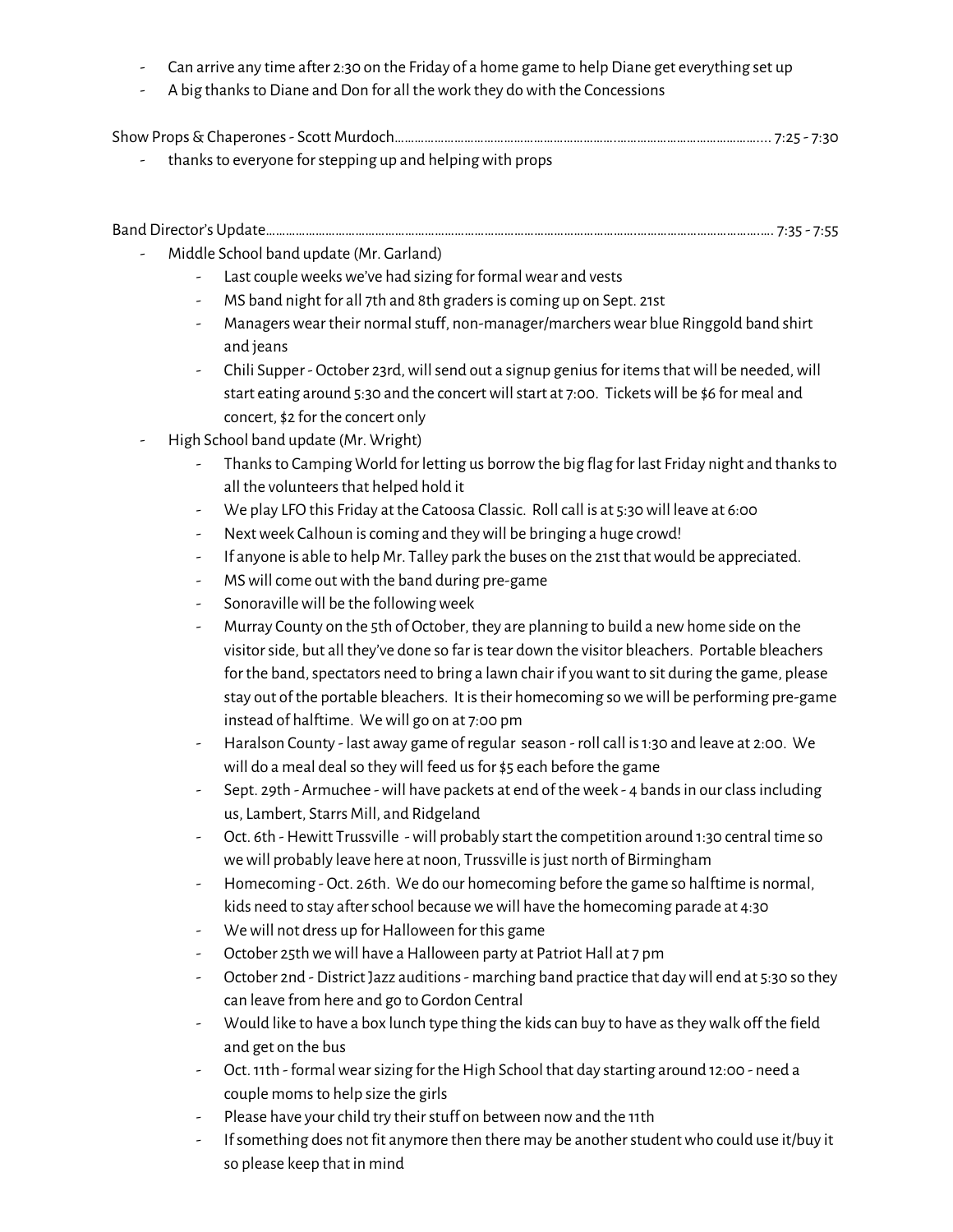- Can arrive any time after 2:30 on the Friday of a home game to help Diane get everything set up
- A big thanks to Diane and Don for all the work they do with the Concessions

Show Props & Chaperones - Scott Murdoch……………………………………………………………………………………………..... 7:25 - 7:30

- thanks to everyone for stepping up and helping with props

Band Director's Update………………………………………………………………………………………………………………………. 7:35 - 7:55

- Middle School band update (Mr. Garland)
  - Last couple weeks we've had sizing for formal wear and vests
  - MS band night for all 7th and 8th graders is coming up on Sept. 21st
  - Managers wear their normal stuff, non-manager/marchers wear blue Ringgold band shirt and jeans
  - Chili Supper - October 23rd, will send out a signup genius for items that will be needed, will start eating around 5:30 and the concert will start at 7:00. Tickets will be $6 for meal and concert, $2 for the concert only
- High School band update (Mr. Wright)
  - Thanks to Camping World for letting us borrow the big flag for last Friday night and thanks to all the volunteers that helped hold it
  - We play LFO this Friday at the Catoosa Classic. Roll call is at 5:30 will leave at 6:00
  - Next week Calhoun is coming and they will be bringing a huge crowd!
  - If anyone is able to help Mr. Talley park the buses on the 21st that would be appreciated.
  - MS will come out with the band during pre-game
  - Sonoraville will be the following week
  - Murray County on the 5th of October, they are planning to build a new home side on the visitor side, but all they've done so far is tear down the visitor bleachers. Portable bleachers for the band, spectators need to bring a lawn chair if you want to sit during the game, please stay out of the portable bleachers. It is their homecoming so we will be performing pre-game instead of halftime. We will go on at 7:00 pm
  - Haralson County - last away game of regular season - roll call is 1:30 and leave at 2:00. We will do a meal deal so they will feed us for $5 each before the game
  - Sept. 29th - Armuchee - will have packets at end of the week - 4 bands in our class including us, Lambert, Starrs Mill, and Ridgeland
  - Oct. 6th - Hewitt Trussville - will probably start the competition around 1:30 central time so we will probably leave here at noon, Trussville is just north of Birmingham
  - Homecoming - Oct. 26th. We do our homecoming before the game so halftime is normal, kids need to stay after school because we will have the homecoming parade at 4:30
  - We will not dress up for Halloween for this game
  - October 25th we will have a Halloween party at Patriot Hall at 7 pm
  - October 2nd - District Jazz auditions - marching band practice that day will end at 5:30 so they can leave from here and go to Gordon Central
  - Would like to have a box lunch type thing the kids can buy to have as they walk off the field and get on the bus
  - Oct. 11th - formal wear sizing for the High School that day starting around 12:00 - need a couple moms to help size the girls
  - Please have your child try their stuff on between now and the 11th
  - If something does not fit anymore then there may be another student who could use it/buy it so please keep that in mind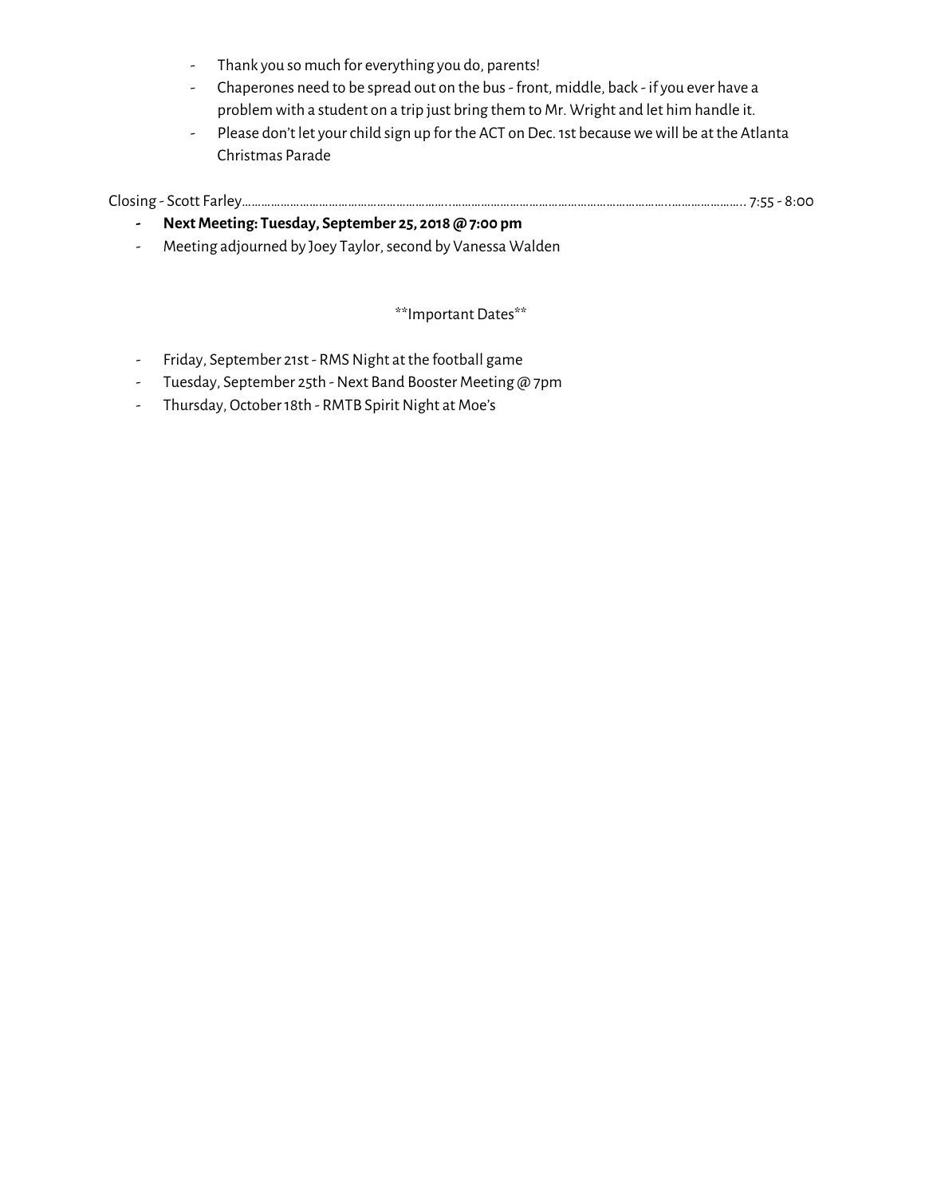- Thank you so much for everything you do, parents!
- Chaperones need to be spread out on the bus - front, middle, back - if you ever have a problem with a student on a trip just bring them to Mr. Wright and let him handle it.
- Please don't let your child sign up for the ACT on Dec. 1st because we will be at the Atlanta Christmas Parade

Closing - Scott Farley.......................................................................................................................... 7:55 - 8:00

- **Next Meeting: Tuesday, September 25, 2018 @ 7:00 pm**
- Meeting adjourned by Joey Taylor, second by Vanessa Walden

**Important Dates**

- Friday, September 21st - RMS Night at the football game
- Tuesday, September 25th - Next Band Booster Meeting @ 7pm
- Thursday, October 18th - RMTB Spirit Night at Moe's